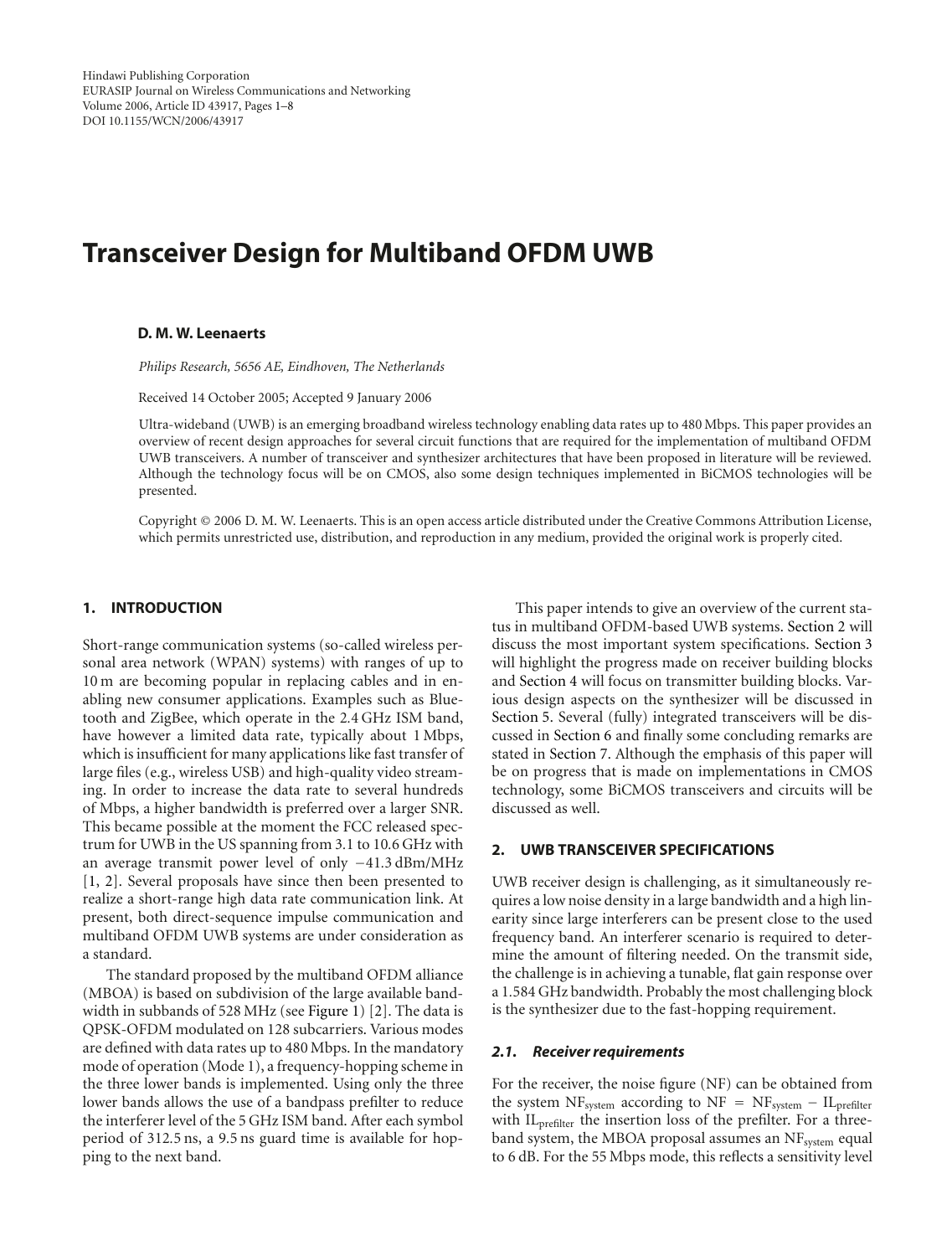Hindawi Publishing Corporation
EURASIP Journal on Wireless Communications and Networking
Volume 2006, Article ID 43917, Pages 1–8
DOI 10.1155/WCN/2006/43917

# Transceiver Design for Multiband OFDM UWB

**D. M. W. Leenaerts**

*Philips Research, 5656 AE, Eindhoven, The Netherlands*

Received 14 October 2005; Accepted 9 January 2006

Ultra-wideband (UWB) is an emerging broadband wireless technology enabling data rates up to 480 Mbps. This paper provides an overview of recent design approaches for several circuit functions that are required for the implementation of multiband OFDM UWB transceivers. A number of transceiver and synthesizer architectures that have been proposed in literature will be reviewed. Although the technology focus will be on CMOS, also some design techniques implemented in BiCMOS technologies will be presented.

Copyright © 2006 D. M. W. Leenaerts. This is an open access article distributed under the Creative Commons Attribution License, which permits unrestricted use, distribution, and reproduction in any medium, provided the original work is properly cited.

## 1. INTRODUCTION

Short-range communication systems (so-called wireless personal area network (WPAN) systems) with ranges of up to 10 m are becoming popular in replacing cables and in enabling new consumer applications. Examples such as Bluetooth and ZigBee, which operate in the 2.4 GHz ISM band, have however a limited data rate, typically about 1 Mbps, which is insufficient for many applications like fast transfer of large files (e.g., wireless USB) and high-quality video streaming. In order to increase the data rate to several hundreds of Mbps, a higher bandwidth is preferred over a larger SNR. This became possible at the moment the FCC released spectrum for UWB in the US spanning from 3.1 to 10.6 GHz with an average transmit power level of only −41.3 dBm/MHz [1, 2]. Several proposals have since then been presented to realize a short-range high data rate communication link. At present, both direct-sequence impulse communication and multiband OFDM UWB systems are under consideration as a standard.

The standard proposed by the multiband OFDM alliance (MBOA) is based on subdivision of the large available bandwidth in subbands of 528 MHz (see Figure 1) [2]. The data is QPSK-OFDM modulated on 128 subcarriers. Various modes are defined with data rates up to 480 Mbps. In the mandatory mode of operation (Mode 1), a frequency-hopping scheme in the three lower bands is implemented. Using only the three lower bands allows the use of a bandpass prefilter to reduce the interferer level of the 5 GHz ISM band. After each symbol period of 312.5 ns, a 9.5 ns guard time is available for hopping to the next band.

This paper intends to give an overview of the current status in multiband OFDM-based UWB systems. Section 2 will discuss the most important system specifications. Section 3 will highlight the progress made on receiver building blocks and Section 4 will focus on transmitter building blocks. Various design aspects on the synthesizer will be discussed in Section 5. Several (fully) integrated transceivers will be discussed in Section 6 and finally some concluding remarks are stated in Section 7. Although the emphasis of this paper will be on progress that is made on implementations in CMOS technology, some BiCMOS transceivers and circuits will be discussed as well.

## 2. UWB TRANSCEIVER SPECIFICATIONS

UWB receiver design is challenging, as it simultaneously requires a low noise density in a large bandwidth and a high linearity since large interferers can be present close to the used frequency band. An interferer scenario is required to determine the amount of filtering needed. On the transmit side, the challenge is in achieving a tunable, flat gain response over a 1.584 GHz bandwidth. Probably the most challenging block is the synthesizer due to the fast-hopping requirement.

### 2.1. Receiver requirements

For the receiver, the noise figure (NF) can be obtained from the system $NF_{system}$ according to $NF = NF_{system} - IL_{prefilter}$ with $IL_{prefilter}$ the insertion loss of the prefilter. For a three-band system, the MBOA proposal assumes an $NF_{system}$ equal to 6 dB. For the 55 Mbps mode, this reflects a sensitivity level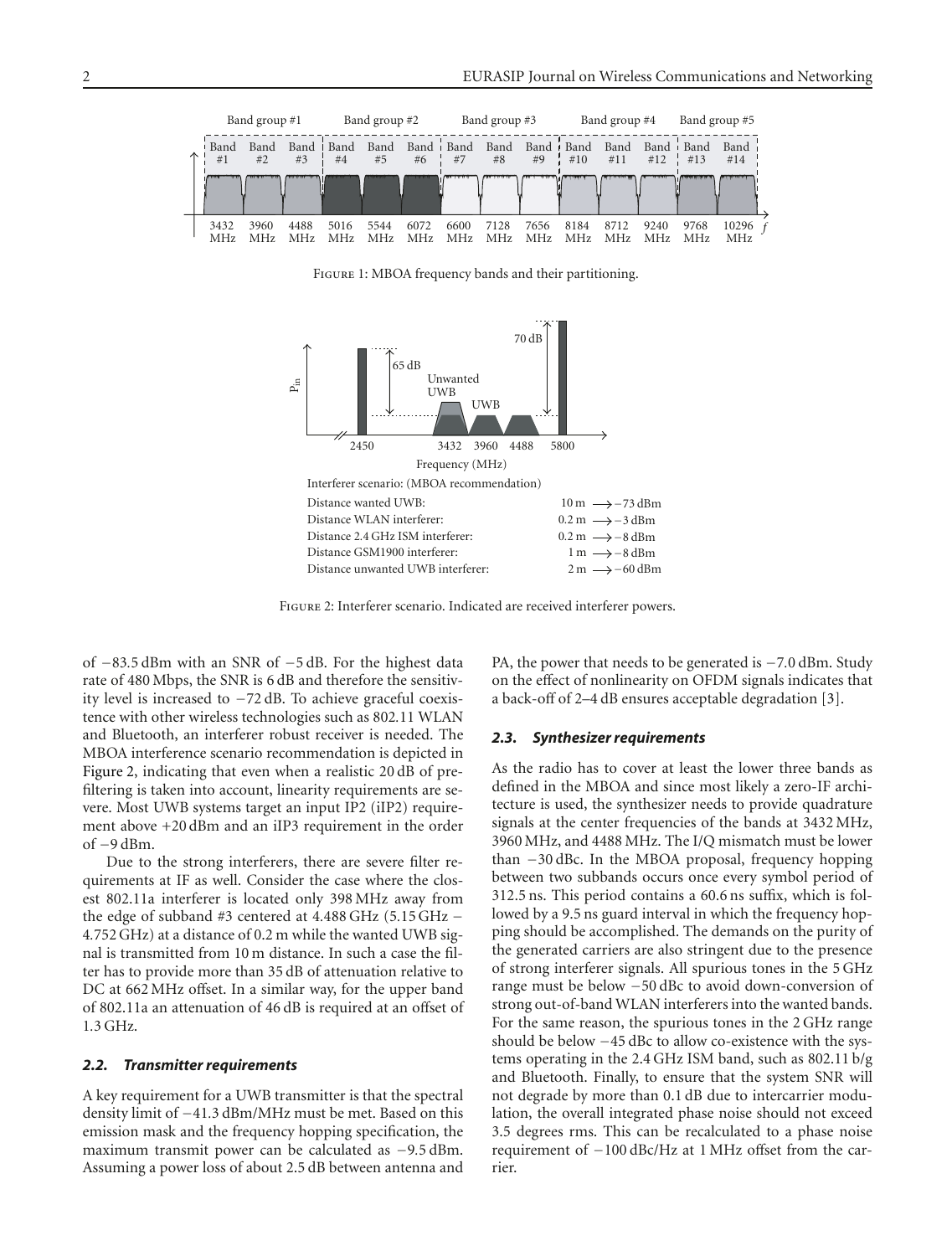Figure 1: MBOA frequency bands and their partitioning.

Interferer scenario: (MBOA recommendation)

| | |
|---|---|
| Distance wanted UWB: | 10 m ⟶ −73 dBm |
| Distance WLAN interferer: | 0.2 m ⟶ −3 dBm |
| Distance 2.4 GHz ISM interferer: | 0.2 m ⟶ −8 dBm |
| Distance GSM1900 interferer: | 1 m ⟶ −8 dBm |
| Distance unwanted UWB interferer: | 2 m ⟶ −60 dBm |

Figure 2: Interferer scenario. Indicated are received interferer powers.

of −83.5 dBm with an SNR of −5 dB. For the highest data rate of 480 Mbps, the SNR is 6 dB and therefore the sensitivity level is increased to −72 dB. To achieve graceful coexistence with other wireless technologies such as 802.11 WLAN and Bluetooth, an interferer robust receiver is needed. The MBOA interference scenario recommendation is depicted in Figure 2, indicating that even when a realistic 20 dB of prefiltering is taken into account, linearity requirements are severe. Most UWB systems target an input IP2 (iIP2) requirement above +20 dBm and an iIP3 requirement in the order of −9 dBm.

Due to the strong interferers, there are severe filter requirements at IF as well. Consider the case where the closest 802.11a interferer is located only 398 MHz away from the edge of subband #3 centered at 4.488 GHz (5.15 GHz − 4.752 GHz) at a distance of 0.2 m while the wanted UWB signal is transmitted from 10 m distance. In such a case the filter has to provide more than 35 dB of attenuation relative to DC at 662 MHz offset. In a similar way, for the upper band of 802.11a an attenuation of 46 dB is required at an offset of 1.3 GHz.

### 2.2. Transmitter requirements

A key requirement for a UWB transmitter is that the spectral density limit of −41.3 dBm/MHz must be met. Based on this emission mask and the frequency hopping specification, the maximum transmit power can be calculated as −9.5 dBm. Assuming a power loss of about 2.5 dB between antenna and PA, the power that needs to be generated is −7.0 dBm. Study on the effect of nonlinearity on OFDM signals indicates that a back-off of 2–4 dB ensures acceptable degradation [3].

### 2.3. Synthesizer requirements

As the radio has to cover at least the lower three bands as defined in the MBOA and since most likely a zero-IF architecture is used, the synthesizer needs to provide quadrature signals at the center frequencies of the bands at 3432 MHz, 3960 MHz, and 4488 MHz. The I/Q mismatch must be lower than −30 dBc. In the MBOA proposal, frequency hopping between two subbands occurs once every symbol period of 312.5 ns. This period contains a 60.6 ns suffix, which is followed by a 9.5 ns guard interval in which the frequency hopping should be accomplished. The demands on the purity of the generated carriers are also stringent due to the presence of strong interferer signals. All spurious tones in the 5 GHz range must be below −50 dBc to avoid down-conversion of strong out-of-band WLAN interferers into the wanted bands. For the same reason, the spurious tones in the 2 GHz range should be below −45 dBc to allow co-existence with the systems operating in the 2.4 GHz ISM band, such as 802.11 b/g and Bluetooth. Finally, to ensure that the system SNR will not degrade by more than 0.1 dB due to intercarrier modulation, the overall integrated phase noise should not exceed 3.5 degrees rms. This can be recalculated to a phase noise requirement of −100 dBc/Hz at 1 MHz offset from the carrier.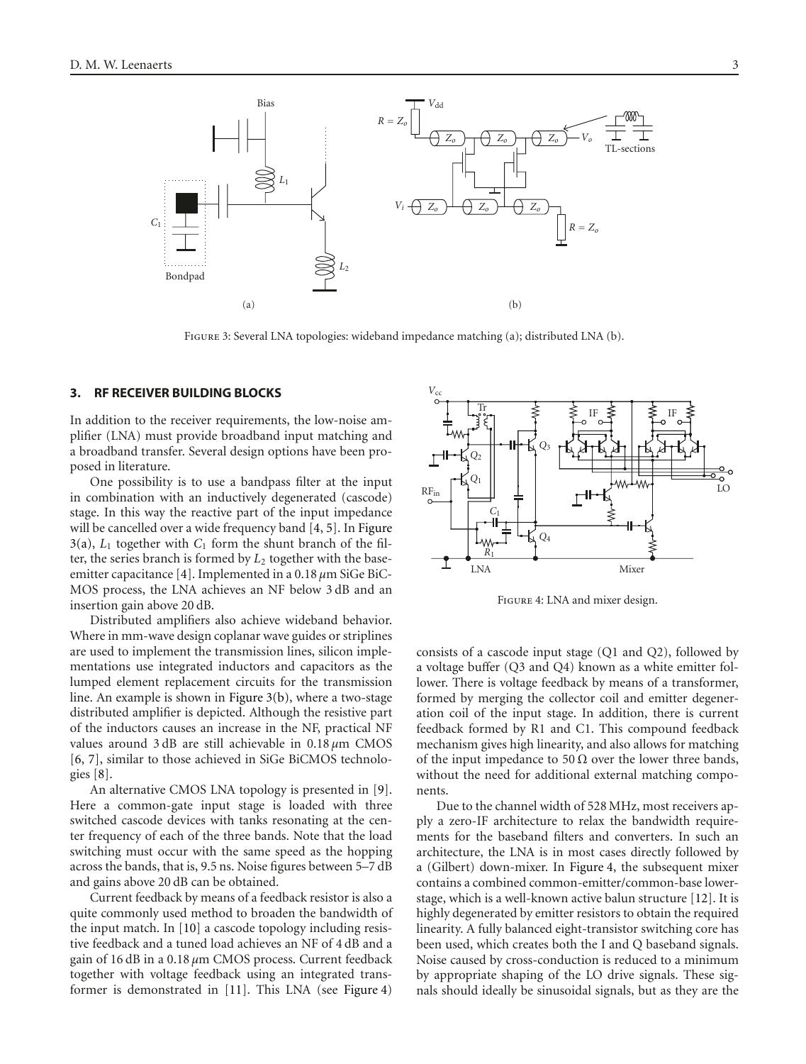Figure 3: Several LNA topologies: wideband impedance matching (a); distributed LNA (b).

## 3. RF RECEIVER BUILDING BLOCKS

In addition to the receiver requirements, the low-noise amplifier (LNA) must provide broadband input matching and a broadband transfer. Several design options have been proposed in literature.

One possibility is to use a bandpass filter at the input in combination with an inductively degenerated (cascode) stage. In this way the reactive part of the input impedance will be cancelled over a wide frequency band [4, 5]. In Figure 3(a), $L_1$ together with $C_1$ form the shunt branch of the filter, the series branch is formed by $L_2$ together with the base-emitter capacitance [4]. Implemented in a 0.18 $\mu$m SiGe BiCMOS process, the LNA achieves an NF below 3 dB and an insertion gain above 20 dB.

Distributed amplifiers also achieve wideband behavior. Where in mm-wave design coplanar wave guides or striplines are used to implement the transmission lines, silicon implementations use integrated inductors and capacitors as the lumped element replacement circuits for the transmission line. An example is shown in Figure 3(b), where a two-stage distributed amplifier is depicted. Although the resistive part of the inductors causes an increase in the NF, practical NF values around 3 dB are still achievable in 0.18 $\mu$m CMOS [6, 7], similar to those achieved in SiGe BiCMOS technologies [8].

An alternative CMOS LNA topology is presented in [9]. Here a common-gate input stage is loaded with three switched cascode devices with tanks resonating at the center frequency of each of the three bands. Note that the load switching must occur with the same speed as the hopping across the bands, that is, 9.5 ns. Noise figures between 5–7 dB and gains above 20 dB can be obtained.

Current feedback by means of a feedback resistor is also a quite commonly used method to broaden the bandwidth of the input match. In [10] a cascode topology including resistive feedback and a tuned load achieves an NF of 4 dB and a gain of 16 dB in a 0.18 $\mu$m CMOS process. Current feedback together with voltage feedback using an integrated transformer is demonstrated in [11]. This LNA (see Figure 4) consists of a cascode input stage (Q1 and Q2), followed by a voltage buffer (Q3 and Q4) known as a white emitter follower. There is voltage feedback by means of a transformer, formed by merging the collector coil and emitter degeneration coil of the input stage. In addition, there is current feedback formed by R1 and C1. This compound feedback mechanism gives high linearity, and also allows for matching of the input impedance to 50 Ω over the lower three bands, without the need for additional external matching components.

Figure 4: LNA and mixer design.

Due to the channel width of 528 MHz, most receivers apply a zero-IF architecture to relax the bandwidth requirements for the baseband filters and converters. In such an architecture, the LNA is in most cases directly followed by a (Gilbert) down-mixer. In Figure 4, the subsequent mixer contains a combined common-emitter/common-base lower-stage, which is a well-known active balun structure [12]. It is highly degenerated by emitter resistors to obtain the required linearity. A fully balanced eight-transistor switching core has been used, which creates both the I and Q baseband signals. Noise caused by cross-conduction is reduced to a minimum by appropriate shaping of the LO drive signals. These signals should ideally be sinusoidal signals, but as they are the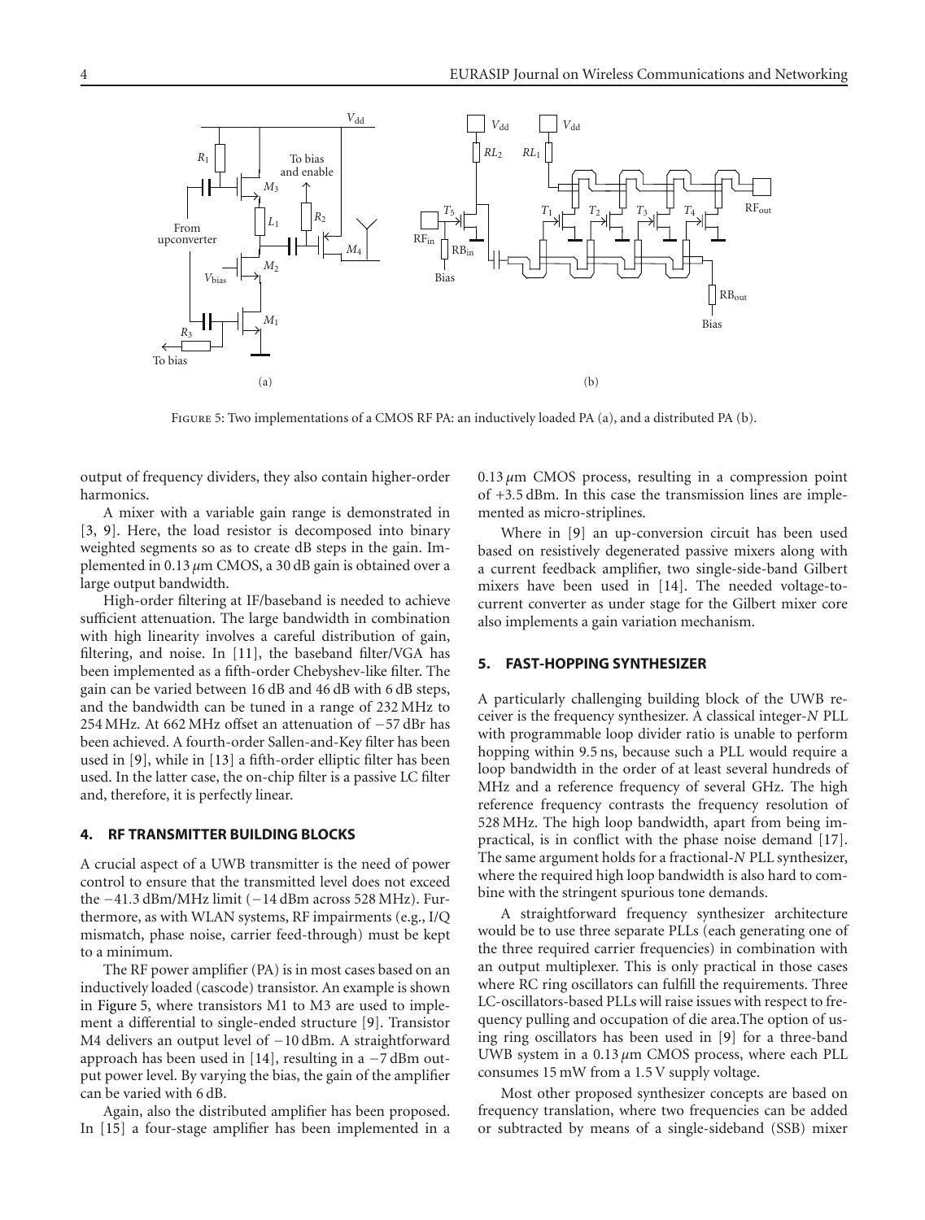Figure 5: Two implementations of a CMOS RF PA: an inductively loaded PA (a), and a distributed PA (b).

output of frequency dividers, they also contain higher-order harmonics.

A mixer with a variable gain range is demonstrated in [3, 9]. Here, the load resistor is decomposed into binary weighted segments so as to create dB steps in the gain. Implemented in 0.13 $\mu$m CMOS, a 30 dB gain is obtained over a large output bandwidth.

High-order filtering at IF/baseband is needed to achieve sufficient attenuation. The large bandwidth in combination with high linearity involves a careful distribution of gain, filtering, and noise. In [11], the baseband filter/VGA has been implemented as a fifth-order Chebyshev-like filter. The gain can be varied between 16 dB and 46 dB with 6 dB steps, and the bandwidth can be tuned in a range of 232 MHz to 254 MHz. At 662 MHz offset an attenuation of −57 dBr has been achieved. A fourth-order Sallen-and-Key filter has been used in [9], while in [13] a fifth-order elliptic filter has been used. In the latter case, the on-chip filter is a passive LC filter and, therefore, it is perfectly linear.

## 4. RF TRANSMITTER BUILDING BLOCKS

A crucial aspect of a UWB transmitter is the need of power control to ensure that the transmitted level does not exceed the −41.3 dBm/MHz limit (−14 dBm across 528 MHz). Furthermore, as with WLAN systems, RF impairments (e.g., I/Q mismatch, phase noise, carrier feed-through) must be kept to a minimum.

The RF power amplifier (PA) is in most cases based on an inductively loaded (cascode) transistor. An example is shown in Figure 5, where transistors M1 to M3 are used to implement a differential to single-ended structure [9]. Transistor M4 delivers an output level of −10 dBm. A straightforward approach has been used in [14], resulting in a −7 dBm output power level. By varying the bias, the gain of the amplifier can be varied with 6 dB.

Again, also the distributed amplifier has been proposed. In [15] a four-stage amplifier has been implemented in a 0.13 $\mu$m CMOS process, resulting in a compression point of +3.5 dBm. In this case the transmission lines are implemented as micro-striplines.

Where in [9] an up-conversion circuit has been used based on resistively degenerated passive mixers along with a current feedback amplifier, two single-side-band Gilbert mixers have been used in [14]. The needed voltage-to-current converter as under stage for the Gilbert mixer core also implements a gain variation mechanism.

## 5. FAST-HOPPING SYNTHESIZER

A particularly challenging building block of the UWB receiver is the frequency synthesizer. A classical integer-*N* PLL with programmable loop divider ratio is unable to perform hopping within 9.5 ns, because such a PLL would require a loop bandwidth in the order of at least several hundreds of MHz and a reference frequency of several GHz. The high reference frequency contrasts the frequency resolution of 528 MHz. The high loop bandwidth, apart from being impractical, is in conflict with the phase noise demand [17]. The same argument holds for a fractional-*N* PLL synthesizer, where the required high loop bandwidth is also hard to combine with the stringent spurious tone demands.

A straightforward frequency synthesizer architecture would be to use three separate PLLs (each generating one of the three required carrier frequencies) in combination with an output multiplexer. This is only practical in those cases where RC ring oscillators can fulfill the requirements. Three LC-oscillators-based PLLs will raise issues with respect to frequency pulling and occupation of die area.The option of using ring oscillators has been used in [9] for a three-band UWB system in a 0.13 $\mu$m CMOS process, where each PLL consumes 15 mW from a 1.5 V supply voltage.

Most other proposed synthesizer concepts are based on frequency translation, where two frequencies can be added or subtracted by means of a single-sideband (SSB) mixer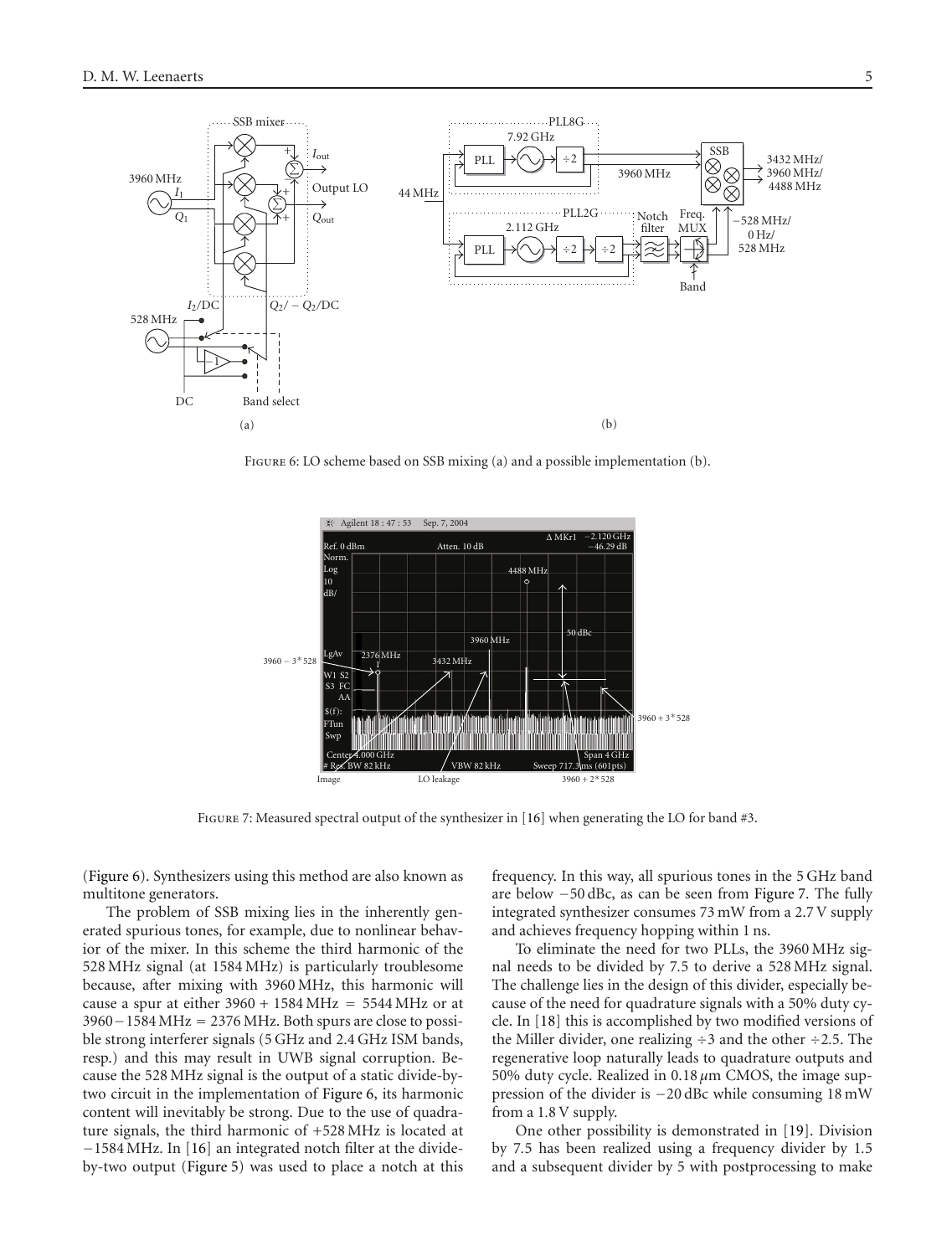FIGURE 6: LO scheme based on SSB mixing (a) and a possible implementation (b).

FIGURE 7: Measured spectral output of the synthesizer in [16] when generating the LO for band #3.

(Figure 6). Synthesizers using this method are also known as multitone generators.

The problem of SSB mixing lies in the inherently generated spurious tones, for example, due to nonlinear behavior of the mixer. In this scheme the third harmonic of the 528 MHz signal (at 1584 MHz) is particularly troublesome because, after mixing with 3960 MHz, this harmonic will cause a spur at either 3960 + 1584 MHz = 5544 MHz or at 3960 − 1584 MHz = 2376 MHz. Both spurs are close to possible strong interferer signals (5 GHz and 2.4 GHz ISM bands, resp.) and this may result in UWB signal corruption. Because the 528 MHz signal is the output of a static divide-by-two circuit in the implementation of Figure 6, its harmonic content will inevitably be strong. Due to the use of quadrature signals, the third harmonic of +528 MHz is located at −1584 MHz. In [16] an integrated notch filter at the divide-by-two output (Figure 5) was used to place a notch at this frequency. In this way, all spurious tones in the 5 GHz band are below −50 dBc, as can be seen from Figure 7. The fully integrated synthesizer consumes 73 mW from a 2.7 V supply and achieves frequency hopping within 1 ns.

To eliminate the need for two PLLs, the 3960 MHz signal needs to be divided by 7.5 to derive a 528 MHz signal. The challenge lies in the design of this divider, especially because of the need for quadrature signals with a 50% duty cycle. In [18] this is accomplished by two modified versions of the Miller divider, one realizing ÷3 and the other ÷2.5. The regenerative loop naturally leads to quadrature outputs and 50% duty cycle. Realized in 0.18 $\mu$m CMOS, the image suppression of the divider is −20 dBc while consuming 18 mW from a 1.8 V supply.

One other possibility is demonstrated in [19]. Division by 7.5 has been realized using a frequency divider by 1.5 and a subsequent divider by 5 with postprocessing to make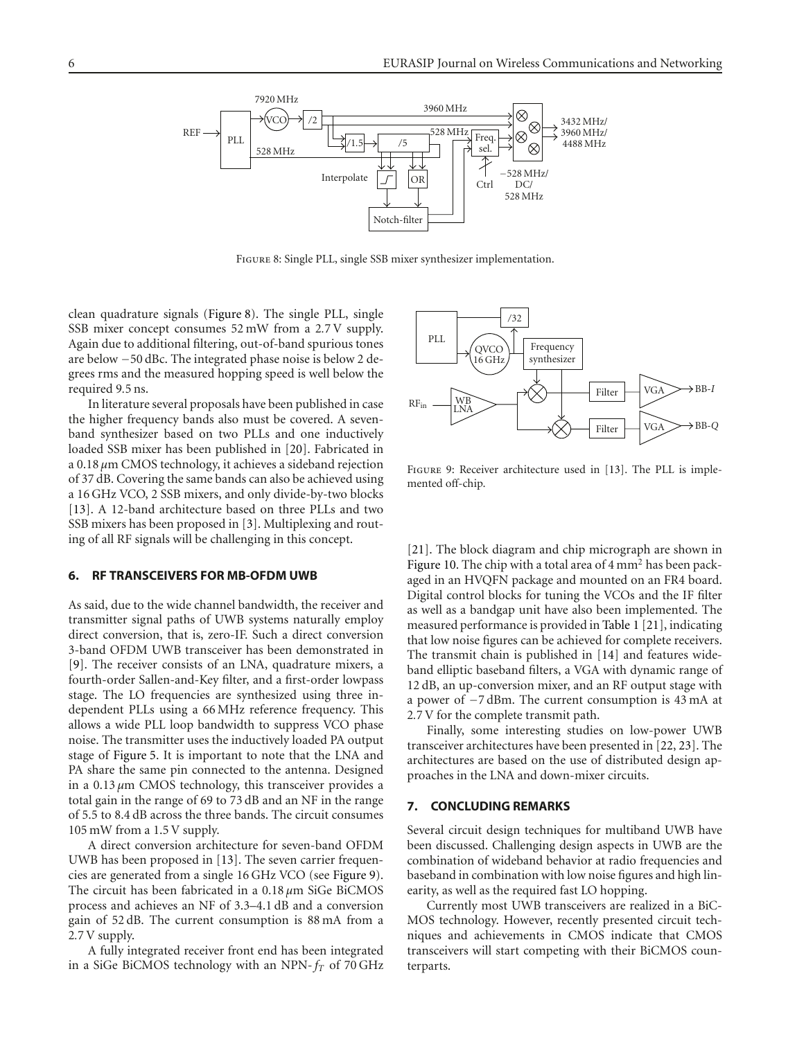Figure 8: Single PLL, single SSB mixer synthesizer implementation.

clean quadrature signals (Figure 8). The single PLL, single SSB mixer concept consumes 52 mW from a 2.7 V supply. Again due to additional filtering, out-of-band spurious tones are below −50 dBc. The integrated phase noise is below 2 degrees rms and the measured hopping speed is well below the required 9.5 ns.

In literature several proposals have been published in case the higher frequency bands also must be covered. A seven-band synthesizer based on two PLLs and one inductively loaded SSB mixer has been published in [20]. Fabricated in a 0.18 $\mu$m CMOS technology, it achieves a sideband rejection of 37 dB. Covering the same bands can also be achieved using a 16 GHz VCO, 2 SSB mixers, and only divide-by-two blocks [13]. A 12-band architecture based on three PLLs and two SSB mixers has been proposed in [3]. Multiplexing and routing of all RF signals will be challenging in this concept.

## 6. RF TRANSCEIVERS FOR MB-OFDM UWB

As said, due to the wide channel bandwidth, the receiver and transmitter signal paths of UWB systems naturally employ direct conversion, that is, zero-IF. Such a direct conversion 3-band OFDM UWB transceiver has been demonstrated in [9]. The receiver consists of an LNA, quadrature mixers, a fourth-order Sallen-and-Key filter, and a first-order lowpass stage. The LO frequencies are synthesized using three independent PLLs using a 66 MHz reference frequency. This allows a wide PLL loop bandwidth to suppress VCO phase noise. The transmitter uses the inductively loaded PA output stage of Figure 5. It is important to note that the LNA and PA share the same pin connected to the antenna. Designed in a 0.13 $\mu$m CMOS technology, this transceiver provides a total gain in the range of 69 to 73 dB and an NF in the range of 5.5 to 8.4 dB across the three bands. The circuit consumes 105 mW from a 1.5 V supply.

A direct conversion architecture for seven-band OFDM UWB has been proposed in [13]. The seven carrier frequencies are generated from a single 16 GHz VCO (see Figure 9). The circuit has been fabricated in a 0.18 $\mu$m SiGe BiCMOS process and achieves an NF of 3.3–4.1 dB and a conversion gain of 52 dB. The current consumption is 88 mA from a 2.7 V supply.

A fully integrated receiver front end has been integrated in a SiGe BiCMOS technology with an NPN-$f_T$ of 70 GHz [21]. The block diagram and chip micrograph are shown in Figure 10. The chip with a total area of 4 mm$^2$ has been packaged in an HVQFN package and mounted on an FR4 board. Digital control blocks for tuning the VCOs and the IF filter as well as a bandgap unit have also been implemented. The measured performance is provided in Table 1 [21], indicating that low noise figures can be achieved for complete receivers. The transmit chain is published in [14] and features wideband elliptic baseband filters, a VGA with dynamic range of 12 dB, an up-conversion mixer, and an RF output stage with a power of −7 dBm. The current consumption is 43 mA at 2.7 V for the complete transmit path.

Figure 9: Receiver architecture used in [13]. The PLL is implemented off-chip.

Finally, some interesting studies on low-power UWB transceiver architectures have been presented in [22, 23]. The architectures are based on the use of distributed design approaches in the LNA and down-mixer circuits.

## 7. CONCLUDING REMARKS

Several circuit design techniques for multiband UWB have been discussed. Challenging design aspects in UWB are the combination of wideband behavior at radio frequencies and baseband in combination with low noise figures and high linearity, as well as the required fast LO hopping.

Currently most UWB transceivers are realized in a BiCMOS technology. However, recently presented circuit techniques and achievements in CMOS indicate that CMOS transceivers will start competing with their BiCMOS counterparts.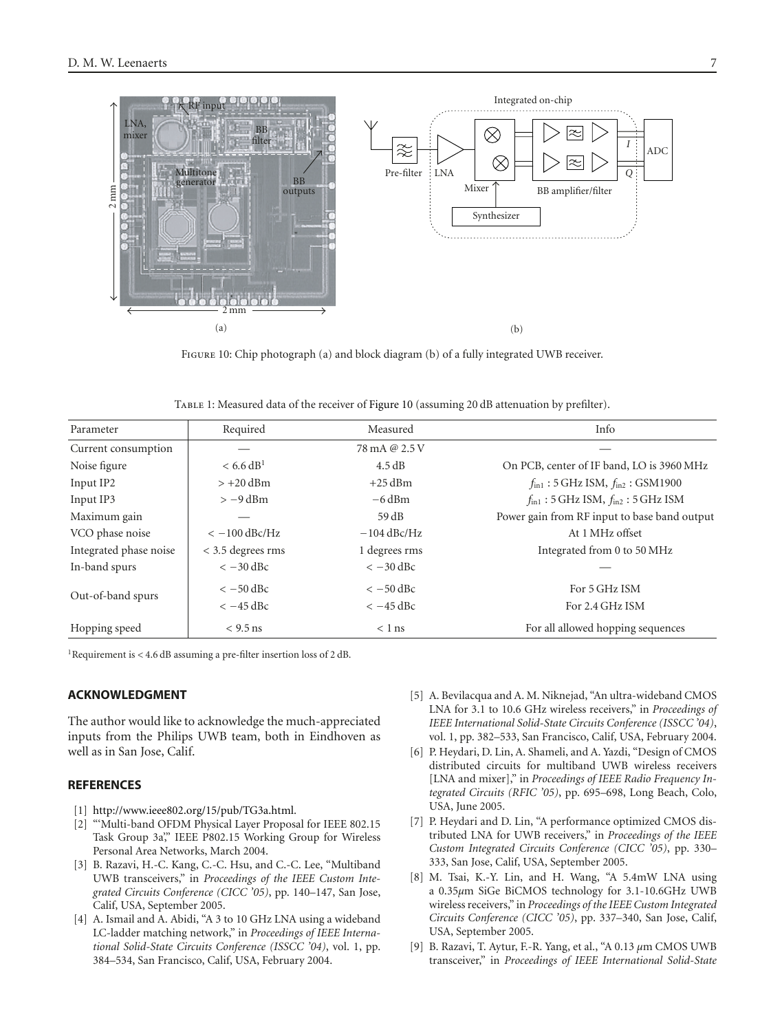Figure 10: Chip photograph (a) and block diagram (b) of a fully integrated UWB receiver.

Table 1: Measured data of the receiver of Figure 10 (assuming 20 dB attenuation by prefilter).

| Parameter | Required | Measured | Info |
|---|---|---|---|
| Current consumption | — | 78 mA @ 2.5 V | — |
| Noise figure | < 6.6 dB[1] | 4.5 dB | On PCB, center of IF band, LO is 3960 MHz |
| Input IP2 | > +20 dBm | +25 dBm | $f_{in1}$ : 5 GHz ISM, $f_{in2}$ : GSM1900 |
| Input IP3 | > −9 dBm | −6 dBm | $f_{in1}$ : 5 GHz ISM, $f_{in2}$ : 5 GHz ISM |
| Maximum gain | — | 59 dB | Power gain from RF input to base band output |
| VCO phase noise | < −100 dBc/Hz | −104 dBc/Hz | At 1 MHz offset |
| Integrated phase noise | < 3.5 degrees rms | 1 degrees rms | Integrated from 0 to 50 MHz |
| In-band spurs | < −30 dBc | < −30 dBc | — |
| Out-of-band spurs | < −50 dBc | < −50 dBc | For 5 GHz ISM |
| | < −45 dBc | < −45 dBc | For 2.4 GHz ISM |
| Hopping speed | < 9.5 ns | < 1 ns | For all allowed hopping sequences |

[1]Requirement is < 4.6 dB assuming a pre-filter insertion loss of 2 dB.

## ACKNOWLEDGMENT

The author would like to acknowledge the much-appreciated inputs from the Philips UWB team, both in Eindhoven as well as in San Jose, Calif.

## REFERENCES

[1] http://www.ieee802.org/15/pub/TG3a.html.

[2] "'Multi-band OFDM Physical Layer Proposal for IEEE 802.15 Task Group 3a"," IEEE P802.15 Working Group for Wireless Personal Area Networks, March 2004.

[3] B. Razavi, H.-C. Kang, C.-C. Hsu, and C.-C. Lee, "Multiband UWB transceivers," in *Proceedings of the IEEE Custom Integrated Circuits Conference (CICC '05)*, pp. 140–147, San Jose, Calif, USA, September 2005.

[4] A. Ismail and A. Abidi, "A 3 to 10 GHz LNA using a wideband LC-ladder matching network," in *Proceedings of IEEE International Solid-State Circuits Conference (ISSCC '04)*, vol. 1, pp. 384–534, San Francisco, Calif, USA, February 2004.

[5] A. Bevilacqua and A. M. Niknejad, "An ultra-wideband CMOS LNA for 3.1 to 10.6 GHz wireless receivers," in *Proceedings of IEEE International Solid-State Circuits Conference (ISSCC '04)*, vol. 1, pp. 382–533, San Francisco, Calif, USA, February 2004.

[6] P. Heydari, D. Lin, A. Shameli, and A. Yazdi, "Design of CMOS distributed circuits for multiband UWB wireless receivers [LNA and mixer]," in *Proceedings of IEEE Radio Frequency Integrated Circuits (RFIC '05)*, pp. 695–698, Long Beach, Colo, USA, June 2005.

[7] P. Heydari and D. Lin, "A performance optimized CMOS distributed LNA for UWB receivers," in *Proceedings of the IEEE Custom Integrated Circuits Conference (CICC '05)*, pp. 330–333, San Jose, Calif, USA, September 2005.

[8] M. Tsai, K.-Y. Lin, and H. Wang, "A 5.4mW LNA using a 0.35$\mu$m SiGe BiCMOS technology for 3.1-10.6GHz UWB wireless receivers," in *Proceedings of the IEEE Custom Integrated Circuits Conference (CICC '05)*, pp. 337–340, San Jose, Calif, USA, September 2005.

[9] B. Razavi, T. Aytur, F.-R. Yang, et al., "A 0.13 $\mu$m CMOS UWB transceiver," in *Proceedings of IEEE International Solid-State*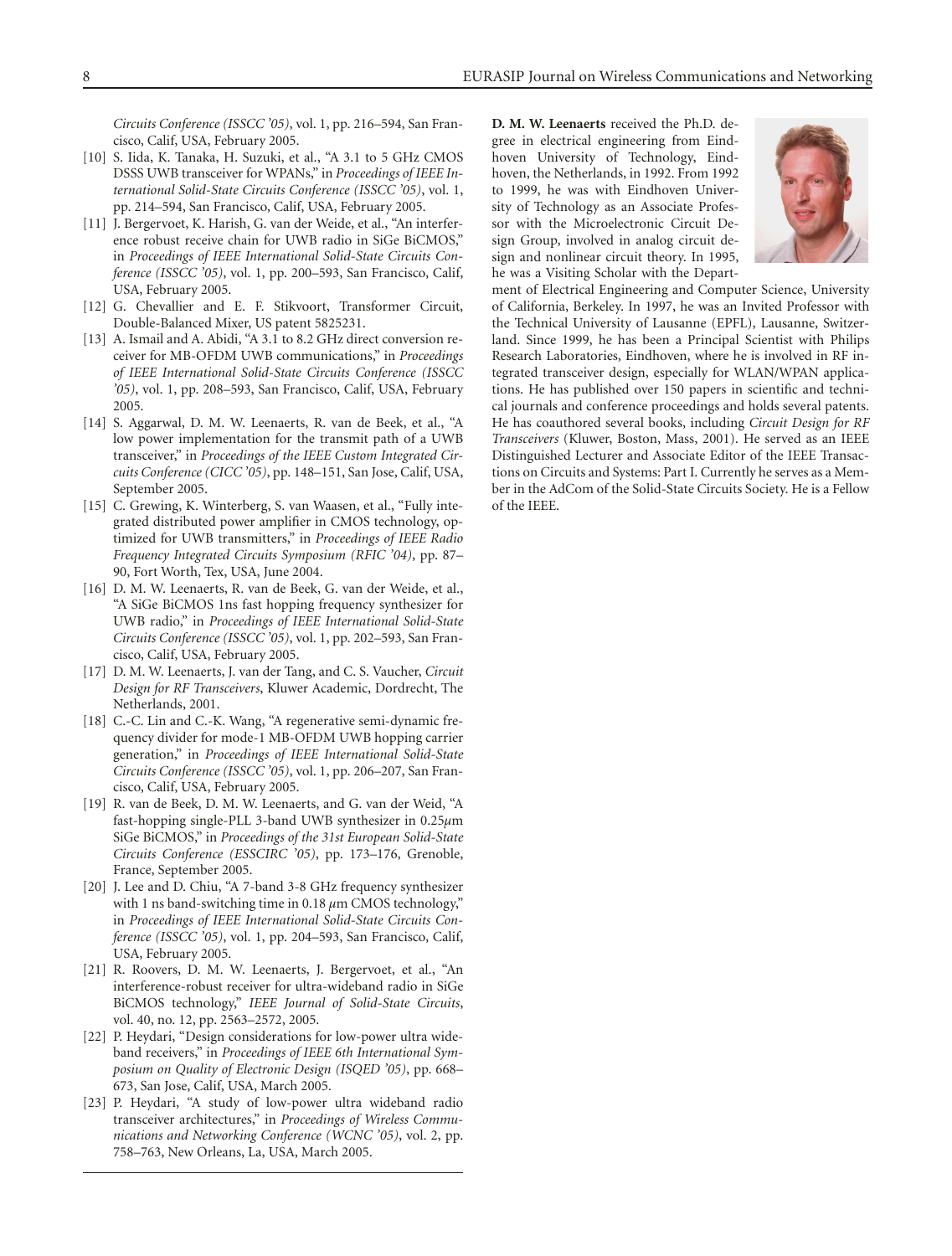*Circuits Conference (ISSCC '05)*, vol. 1, pp. 216–594, San Francisco, Calif, USA, February 2005.

[10] S. Iida, K. Tanaka, H. Suzuki, et al., "A 3.1 to 5 GHz CMOS DSSS UWB transceiver for WPANs," in *Proceedings of IEEE International Solid-State Circuits Conference (ISSCC '05)*, vol. 1, pp. 214–594, San Francisco, Calif, USA, February 2005.

[11] J. Bergervoet, K. Harish, G. van der Weide, et al., "An interference robust receive chain for UWB radio in SiGe BiCMOS," in *Proceedings of IEEE International Solid-State Circuits Conference (ISSCC '05)*, vol. 1, pp. 200–593, San Francisco, Calif, USA, February 2005.

[12] G. Chevallier and E. F. Stikvoort, Transformer Circuit, Double-Balanced Mixer, US patent 5825231.

[13] A. Ismail and A. Abidi, "A 3.1 to 8.2 GHz direct conversion receiver for MB-OFDM UWB communications," in *Proceedings of IEEE International Solid-State Circuits Conference (ISSCC '05)*, vol. 1, pp. 208–593, San Francisco, Calif, USA, February 2005.

[14] S. Aggarwal, D. M. W. Leenaerts, R. van de Beek, et al., "A low power implementation for the transmit path of a UWB transceiver," in *Proceedings of the IEEE Custom Integrated Circuits Conference (CICC '05)*, pp. 148–151, San Jose, Calif, USA, September 2005.

[15] C. Grewing, K. Winterberg, S. van Waasen, et al., "Fully integrated distributed power amplifier in CMOS technology, optimized for UWB transmitters," in *Proceedings of IEEE Radio Frequency Integrated Circuits Symposium (RFIC '04)*, pp. 87–90, Fort Worth, Tex, USA, June 2004.

[16] D. M. W. Leenaerts, R. van de Beek, G. van der Weide, et al., "A SiGe BiCMOS 1ns fast hopping frequency synthesizer for UWB radio," in *Proceedings of IEEE International Solid-State Circuits Conference (ISSCC '05)*, vol. 1, pp. 202–593, San Francisco, Calif, USA, February 2005.

[17] D. M. W. Leenaerts, J. van der Tang, and C. S. Vaucher, *Circuit Design for RF Transceivers*, Kluwer Academic, Dordrecht, The Netherlands, 2001.

[18] C.-C. Lin and C.-K. Wang, "A regenerative semi-dynamic frequency divider for mode-1 MB-OFDM UWB hopping carrier generation," in *Proceedings of IEEE International Solid-State Circuits Conference (ISSCC '05)*, vol. 1, pp. 206–207, San Francisco, Calif, USA, February 2005.

[19] R. van de Beek, D. M. W. Leenaerts, and G. van der Weid, "A fast-hopping single-PLL 3-band UWB synthesizer in 0.25$\mu$m SiGe BiCMOS," in *Proceedings of the 31st European Solid-State Circuits Conference (ESSCIRC '05)*, pp. 173–176, Grenoble, France, September 2005.

[20] J. Lee and D. Chiu, "A 7-band 3-8 GHz frequency synthesizer with 1 ns band-switching time in 0.18 $\mu$m CMOS technology," in *Proceedings of IEEE International Solid-State Circuits Conference (ISSCC '05)*, vol. 1, pp. 204–593, San Francisco, Calif, USA, February 2005.

[21] R. Roovers, D. M. W. Leenaerts, J. Bergervoet, et al., "An interference-robust receiver for ultra-wideband radio in SiGe BiCMOS technology," *IEEE Journal of Solid-State Circuits*, vol. 40, no. 12, pp. 2563–2572, 2005.

[22] P. Heydari, "Design considerations for low-power ultra wideband receivers," in *Proceedings of IEEE 6th International Symposium on Quality of Electronic Design (ISQED '05)*, pp. 668–673, San Jose, Calif, USA, March 2005.

[23] P. Heydari, "A study of low-power ultra wideband radio transceiver architectures," in *Proceedings of Wireless Communications and Networking Conference (WCNC '05)*, vol. 2, pp. 758–763, New Orleans, La, USA, March 2005.

**D. M. W. Leenaerts** received the Ph.D. degree in electrical engineering from Eindhoven University of Technology, Eindhoven, the Netherlands, in 1992. From 1992 to 1999, he was with Eindhoven University of Technology as an Associate Professor with the Microelectronic Circuit Design Group, involved in analog circuit design and nonlinear circuit theory. In 1995, he was a Visiting Scholar with the Department of Electrical Engineering and Computer Science, University of California, Berkeley. In 1997, he was an Invited Professor with the Technical University of Lausanne (EPFL), Lausanne, Switzerland. Since 1999, he has been a Principal Scientist with Philips Research Laboratories, Eindhoven, where he is involved in RF integrated transceiver design, especially for WLAN/WPAN applications. He has published over 150 papers in scientific and technical journals and conference proceedings and holds several patents. He has coauthored several books, including *Circuit Design for RF Transceivers* (Kluwer, Boston, Mass, 2001). He served as an IEEE Distinguished Lecturer and Associate Editor of the IEEE Transactions on Circuits and Systems: Part I. Currently he serves as a Member in the AdCom of the Solid-State Circuits Society. He is a Fellow of the IEEE.